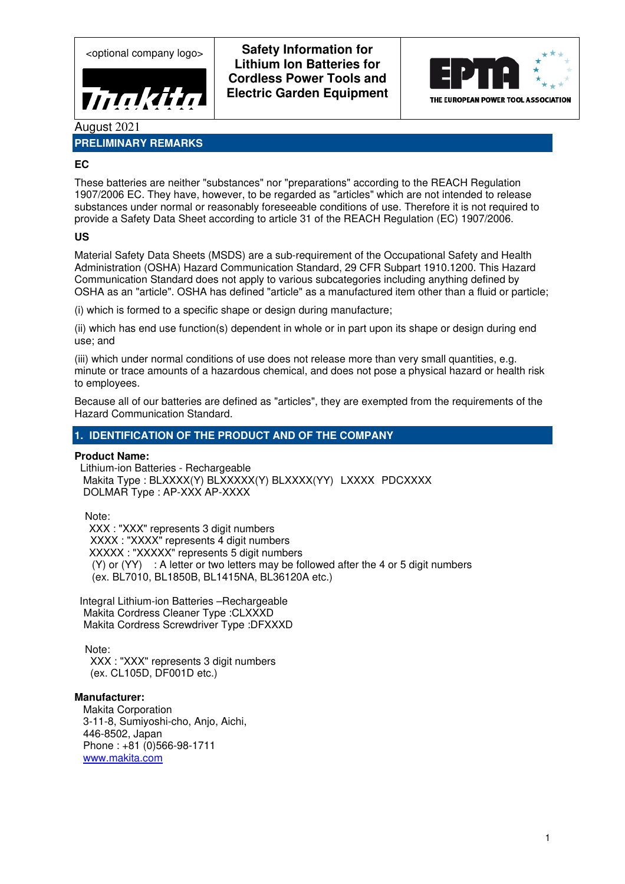| <optional company logo> | Safety Information for Lithium Ion Batteries for Cordless Power Tools and Electric Garden Equipment | THE EUROPEAN POWER TOOL ASSOCIATION |
|---|---|---|

August 2021

## PRELIMINARY REMARKS

### EC

These batteries are neither "substances" nor "preparations" according to the REACH Regulation 1907/2006 EC. They have, however, to be regarded as "articles" which are not intended to release substances under normal or reasonably foreseeable conditions of use. Therefore it is not required to provide a Safety Data Sheet according to article 31 of the REACH Regulation (EC) 1907/2006.

### US

Material Safety Data Sheets (MSDS) are a sub-requirement of the Occupational Safety and Health Administration (OSHA) Hazard Communication Standard, 29 CFR Subpart 1910.1200. This Hazard Communication Standard does not apply to various subcategories including anything defined by OSHA as an "article". OSHA has defined "article" as a manufactured item other than a fluid or particle;

(i) which is formed to a specific shape or design during manufacture;

(ii) which has end use function(s) dependent in whole or in part upon its shape or design during end use; and

(iii) which under normal conditions of use does not release more than very small quantities, e.g. minute or trace amounts of a hazardous chemical, and does not pose a physical hazard or health risk to employees.

Because all of our batteries are defined as "articles", they are exempted from the requirements of the Hazard Communication Standard.

## 1. IDENTIFICATION OF THE PRODUCT AND OF THE COMPANY

**Product Name:**

Lithium-ion Batteries - Rechargeable
Makita Type : BLXXXX(Y) BLXXXXX(Y) BLXXXX(YY) LXXXX PDCXXXX
DOLMAR Type : AP-XXX AP-XXXX

Note:
XXX : "XXX" represents 3 digit numbers
XXXX : "XXXX" represents 4 digit numbers
XXXXX : "XXXXX" represents 5 digit numbers
(Y) or (YY) : A letter or two letters may be followed after the 4 or 5 digit numbers
(ex. BL7010, BL1850B, BL1415NA, BL36120A etc.)

Integral Lithium-ion Batteries –Rechargeable
Makita Cordress Cleaner Type :CLXXXD
Makita Cordress Screwdriver Type :DFXXXD

Note:
XXX : "XXX" represents 3 digit numbers
(ex. CL105D, DF001D etc.)

**Manufacturer:**

Makita Corporation
3-11-8, Sumiyoshi-cho, Anjo, Aichi,
446-8502, Japan
Phone : +81 (0)566-98-1711
www.makita.com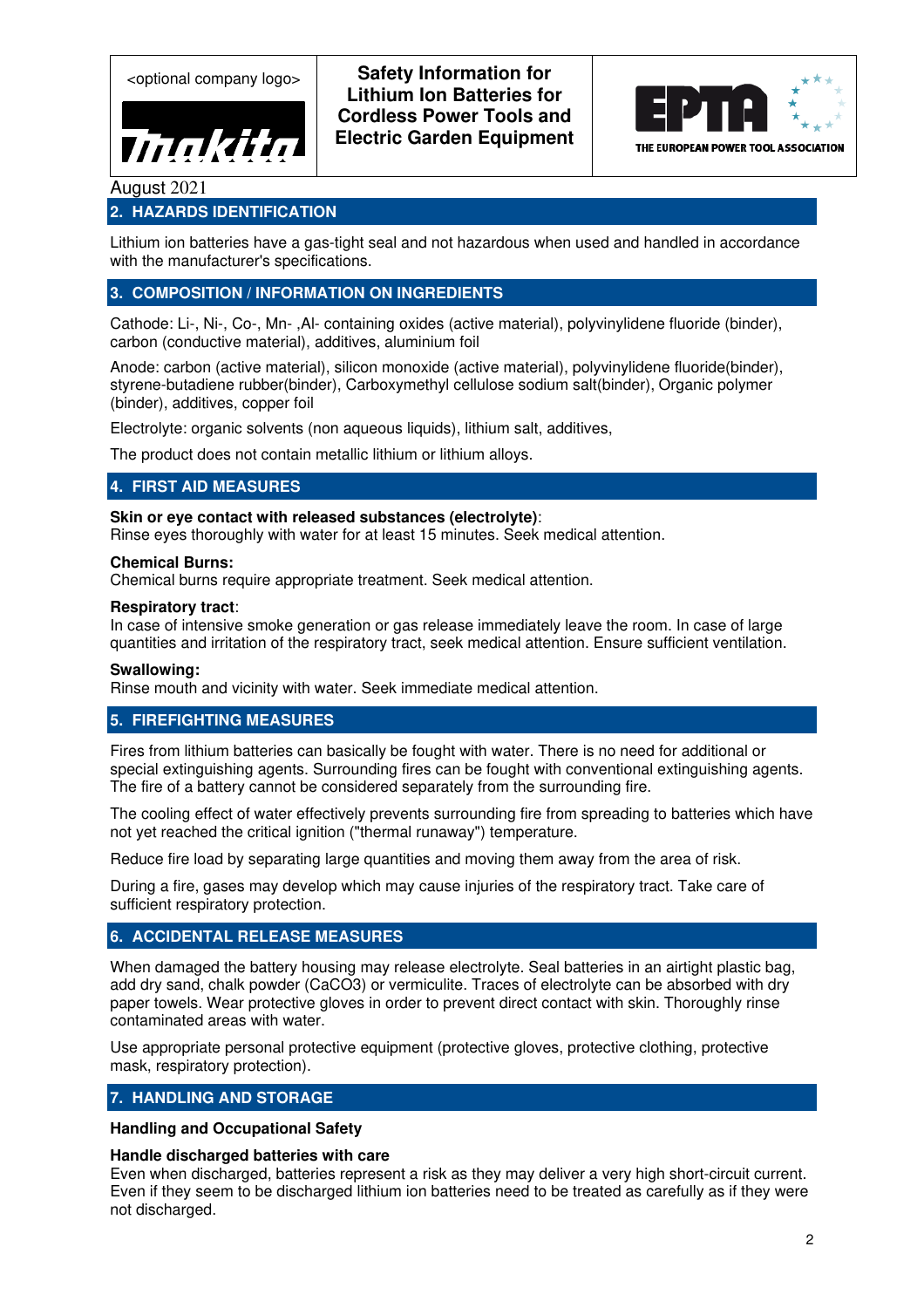August 2021

## 2. HAZARDS IDENTIFICATION

Lithium ion batteries have a gas-tight seal and not hazardous when used and handled in accordance with the manufacturer's specifications.

## 3. COMPOSITION / INFORMATION ON INGREDIENTS

Cathode: Li-, Ni-, Co-, Mn- ,Al- containing oxides (active material), polyvinylidene fluoride (binder), carbon (conductive material), additives, aluminium foil

Anode: carbon (active material), silicon monoxide (active material), polyvinylidene fluoride(binder), styrene-butadiene rubber(binder), Carboxymethyl cellulose sodium salt(binder), Organic polymer (binder), additives, copper foil

Electrolyte: organic solvents (non aqueous liquids), lithium salt, additives,

The product does not contain metallic lithium or lithium alloys.

## 4. FIRST AID MEASURES

**Skin or eye contact with released substances (electrolyte)**:
Rinse eyes thoroughly with water for at least 15 minutes. Seek medical attention.

**Chemical Burns:**
Chemical burns require appropriate treatment. Seek medical attention.

**Respiratory tract**:
In case of intensive smoke generation or gas release immediately leave the room. In case of large quantities and irritation of the respiratory tract, seek medical attention. Ensure sufficient ventilation.

**Swallowing:**
Rinse mouth and vicinity with water. Seek immediate medical attention.

## 5. FIREFIGHTING MEASURES

Fires from lithium batteries can basically be fought with water. There is no need for additional or special extinguishing agents. Surrounding fires can be fought with conventional extinguishing agents. The fire of a battery cannot be considered separately from the surrounding fire.

The cooling effect of water effectively prevents surrounding fire from spreading to batteries which have not yet reached the critical ignition ("thermal runaway") temperature.

Reduce fire load by separating large quantities and moving them away from the area of risk.

During a fire, gases may develop which may cause injuries of the respiratory tract. Take care of sufficient respiratory protection.

## 6. ACCIDENTAL RELEASE MEASURES

When damaged the battery housing may release electrolyte. Seal batteries in an airtight plastic bag, add dry sand, chalk powder ($CaCO_3$) or vermiculite. Traces of electrolyte can be absorbed with dry paper towels. Wear protective gloves in order to prevent direct contact with skin. Thoroughly rinse contaminated areas with water.

Use appropriate personal protective equipment (protective gloves, protective clothing, protective mask, respiratory protection).

## 7. HANDLING AND STORAGE

**Handling and Occupational Safety**

**Handle discharged batteries with care**
Even when discharged, batteries represent a risk as they may deliver a very high short-circuit current. Even if they seem to be discharged lithium ion batteries need to be treated as carefully as if they were not discharged.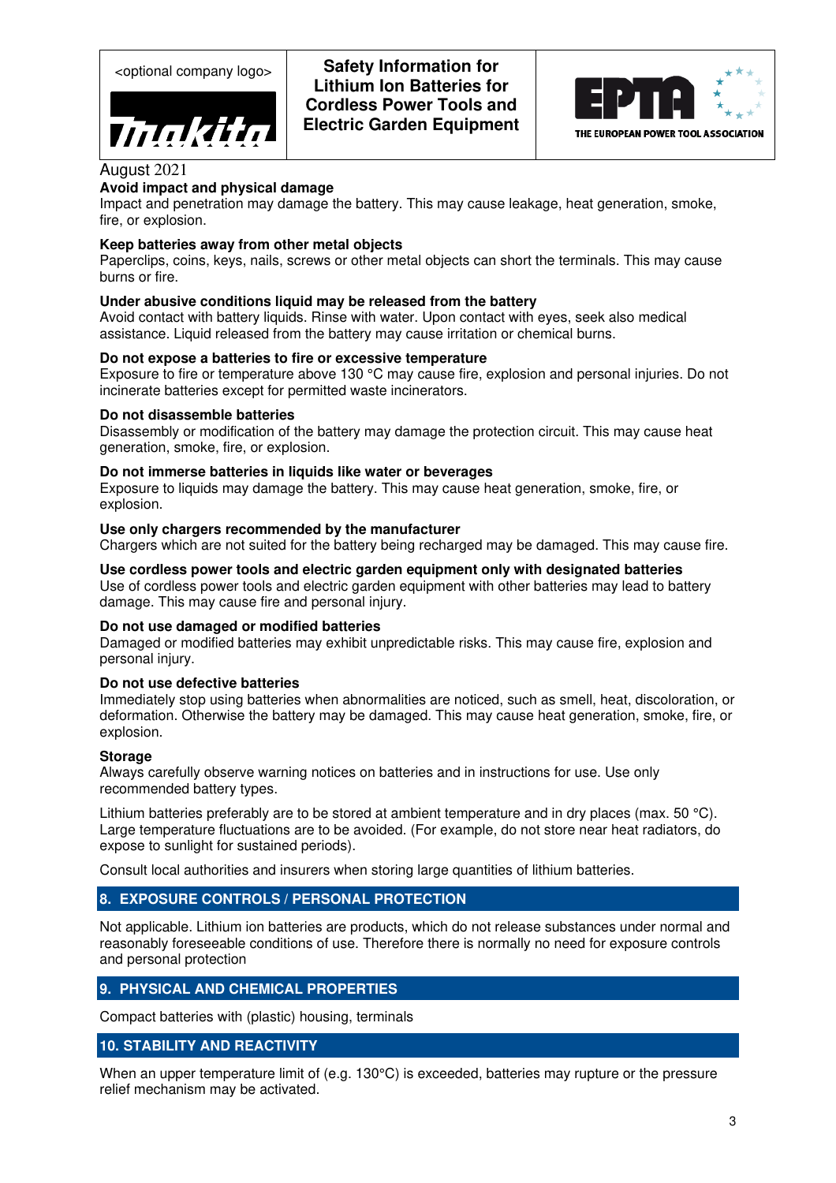August 2021

**Avoid impact and physical damage**
Impact and penetration may damage the battery. This may cause leakage, heat generation, smoke, fire, or explosion.

**Keep batteries away from other metal objects**
Paperclips, coins, keys, nails, screws or other metal objects can short the terminals. This may cause burns or fire.

**Under abusive conditions liquid may be released from the battery**
Avoid contact with battery liquids. Rinse with water. Upon contact with eyes, seek also medical assistance. Liquid released from the battery may cause irritation or chemical burns.

**Do not expose a batteries to fire or excessive temperature**
Exposure to fire or temperature above 130 °C may cause fire, explosion and personal injuries. Do not incinerate batteries except for permitted waste incinerators.

**Do not disassemble batteries**
Disassembly or modification of the battery may damage the protection circuit. This may cause heat generation, smoke, fire, or explosion.

**Do not immerse batteries in liquids like water or beverages**
Exposure to liquids may damage the battery. This may cause heat generation, smoke, fire, or explosion.

**Use only chargers recommended by the manufacturer**
Chargers which are not suited for the battery being recharged may be damaged. This may cause fire.

**Use cordless power tools and electric garden equipment only with designated batteries**
Use of cordless power tools and electric garden equipment with other batteries may lead to battery damage. This may cause fire and personal injury.

**Do not use damaged or modified batteries**
Damaged or modified batteries may exhibit unpredictable risks. This may cause fire, explosion and personal injury.

**Do not use defective batteries**
Immediately stop using batteries when abnormalities are noticed, such as smell, heat, discoloration, or deformation. Otherwise the battery may be damaged. This may cause heat generation, smoke, fire, or explosion.

**Storage**
Always carefully observe warning notices on batteries and in instructions for use. Use only recommended battery types.

Lithium batteries preferably are to be stored at ambient temperature and in dry places (max. 50 °C). Large temperature fluctuations are to be avoided. (For example, do not store near heat radiators, do expose to sunlight for sustained periods).

Consult local authorities and insurers when storing large quantities of lithium batteries.

## 8. EXPOSURE CONTROLS / PERSONAL PROTECTION

Not applicable. Lithium ion batteries are products, which do not release substances under normal and reasonably foreseeable conditions of use. Therefore there is normally no need for exposure controls and personal protection

## 9. PHYSICAL AND CHEMICAL PROPERTIES

Compact batteries with (plastic) housing, terminals

## 10. STABILITY AND REACTIVITY

When an upper temperature limit of (e.g. 130°C) is exceeded, batteries may rupture or the pressure relief mechanism may be activated.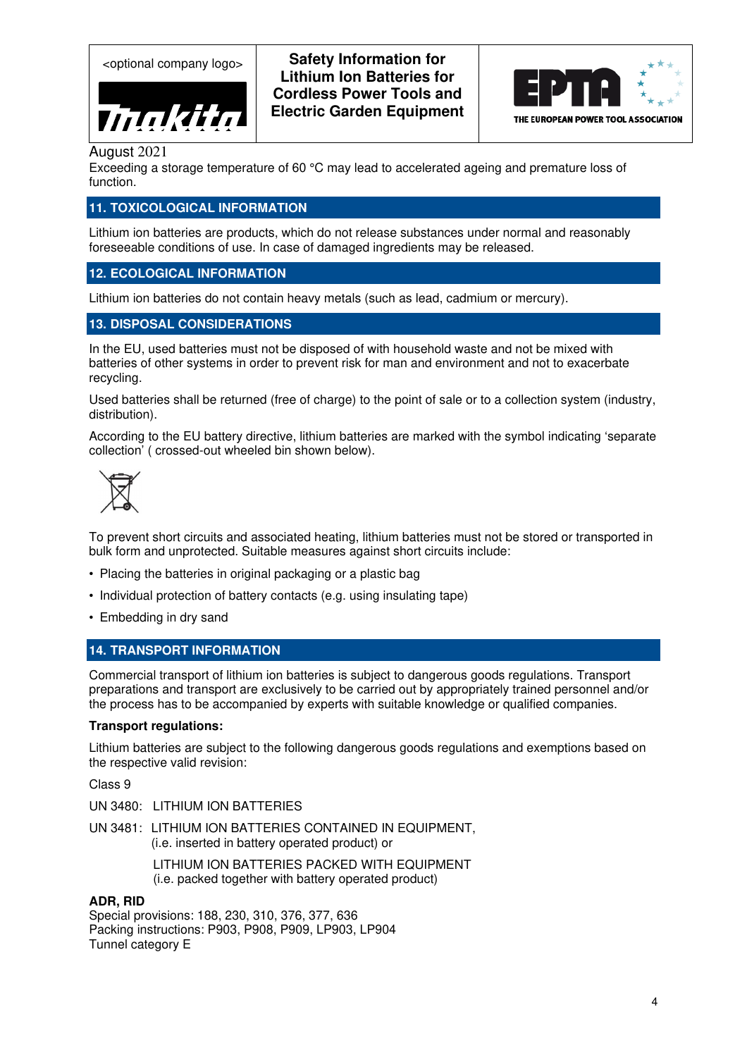August 2021

Exceeding a storage temperature of 60 °C may lead to accelerated ageing and premature loss of function.

## 11. TOXICOLOGICAL INFORMATION

Lithium ion batteries are products, which do not release substances under normal and reasonably foreseeable conditions of use. In case of damaged ingredients may be released.

## 12. ECOLOGICAL INFORMATION

Lithium ion batteries do not contain heavy metals (such as lead, cadmium or mercury).

## 13. DISPOSAL CONSIDERATIONS

In the EU, used batteries must not be disposed of with household waste and not be mixed with batteries of other systems in order to prevent risk for man and environment and not to exacerbate recycling.

Used batteries shall be returned (free of charge) to the point of sale or to a collection system (industry, distribution).

According to the EU battery directive, lithium batteries are marked with the symbol indicating 'separate collection' ( crossed-out wheeled bin shown below).

To prevent short circuits and associated heating, lithium batteries must not be stored or transported in bulk form and unprotected. Suitable measures against short circuits include:

- Placing the batteries in original packaging or a plastic bag
- Individual protection of battery contacts (e.g. using insulating tape)
- Embedding in dry sand

## 14. TRANSPORT INFORMATION

Commercial transport of lithium ion batteries is subject to dangerous goods regulations. Transport preparations and transport are exclusively to be carried out by appropriately trained personnel and/or the process has to be accompanied by experts with suitable knowledge or qualified companies.

**Transport regulations:**

Lithium batteries are subject to the following dangerous goods regulations and exemptions based on the respective valid revision:

Class 9

UN 3480: LITHIUM ION BATTERIES

UN 3481: LITHIUM ION BATTERIES CONTAINED IN EQUIPMENT, (i.e. inserted in battery operated product) or

LITHIUM ION BATTERIES PACKED WITH EQUIPMENT (i.e. packed together with battery operated product)

**ADR, RID**
Special provisions: 188, 230, 310, 376, 377, 636
Packing instructions: P903, P908, P909, LP903, LP904
Tunnel category E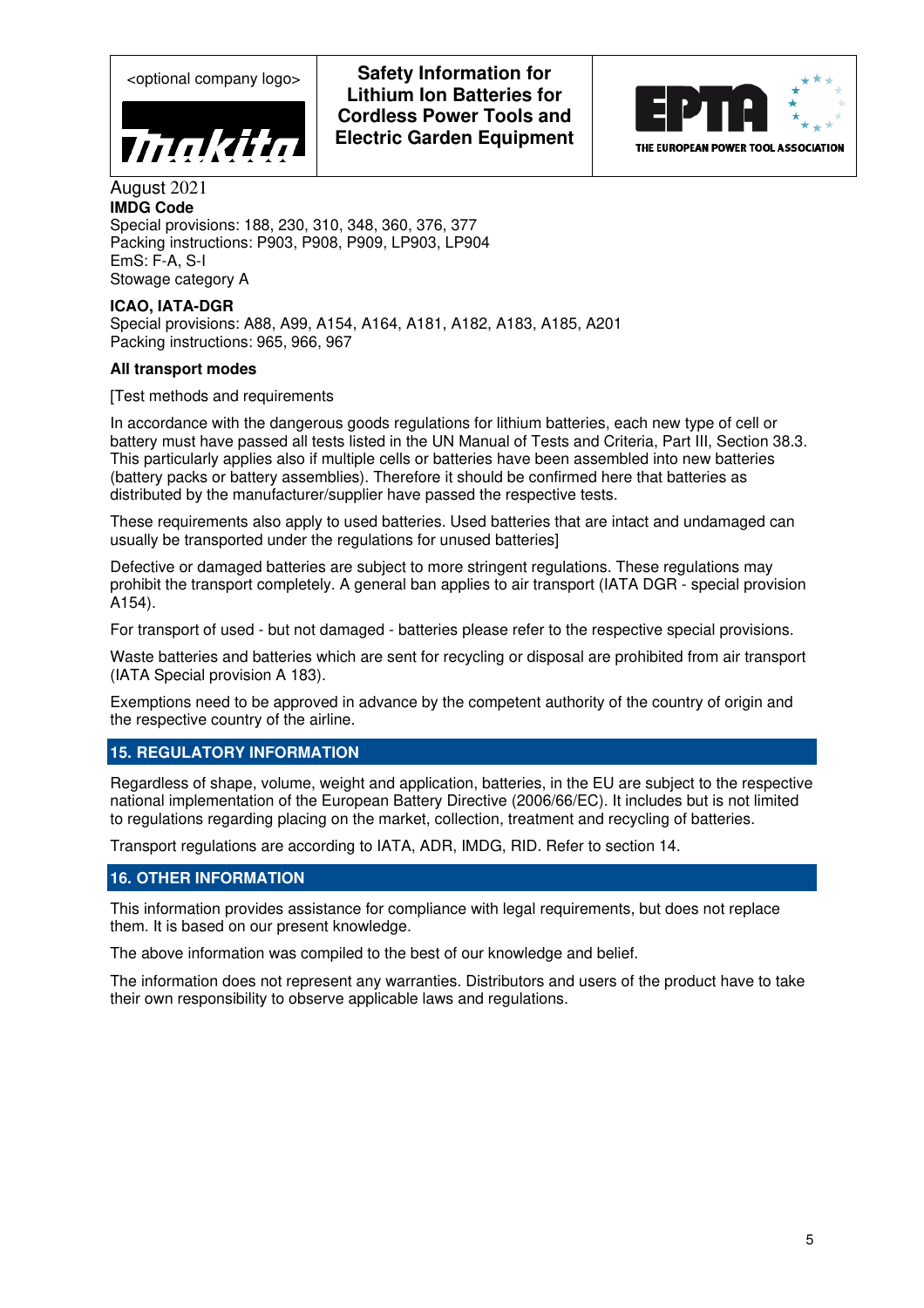August 2021

**IMDG Code**

Special provisions: 188, 230, 310, 348, 360, 376, 377
Packing instructions: P903, P908, P909, LP903, LP904
EmS: F-A, S-I
Stowage category A

**ICAO, IATA-DGR**

Special provisions: A88, A99, A154, A164, A181, A182, A183, A185, A201
Packing instructions: 965, 966, 967

**All transport modes**

[Test methods and requirements

In accordance with the dangerous goods regulations for lithium batteries, each new type of cell or battery must have passed all tests listed in the UN Manual of Tests and Criteria, Part III, Section 38.3. This particularly applies also if multiple cells or batteries have been assembled into new batteries (battery packs or battery assemblies). Therefore it should be confirmed here that batteries as distributed by the manufacturer/supplier have passed the respective tests.

These requirements also apply to used batteries. Used batteries that are intact and undamaged can usually be transported under the regulations for unused batteries]

Defective or damaged batteries are subject to more stringent regulations. These regulations may prohibit the transport completely. A general ban applies to air transport (IATA DGR - special provision A154).

For transport of used - but not damaged - batteries please refer to the respective special provisions.

Waste batteries and batteries which are sent for recycling or disposal are prohibited from air transport (IATA Special provision A 183).

Exemptions need to be approved in advance by the competent authority of the country of origin and the respective country of the airline.

## 15. REGULATORY INFORMATION

Regardless of shape, volume, weight and application, batteries, in the EU are subject to the respective national implementation of the European Battery Directive (2006/66/EC). It includes but is not limited to regulations regarding placing on the market, collection, treatment and recycling of batteries.

Transport regulations are according to IATA, ADR, IMDG, RID. Refer to section 14.

## 16. OTHER INFORMATION

This information provides assistance for compliance with legal requirements, but does not replace them. It is based on our present knowledge.

The above information was compiled to the best of our knowledge and belief.

The information does not represent any warranties. Distributors and users of the product have to take their own responsibility to observe applicable laws and regulations.